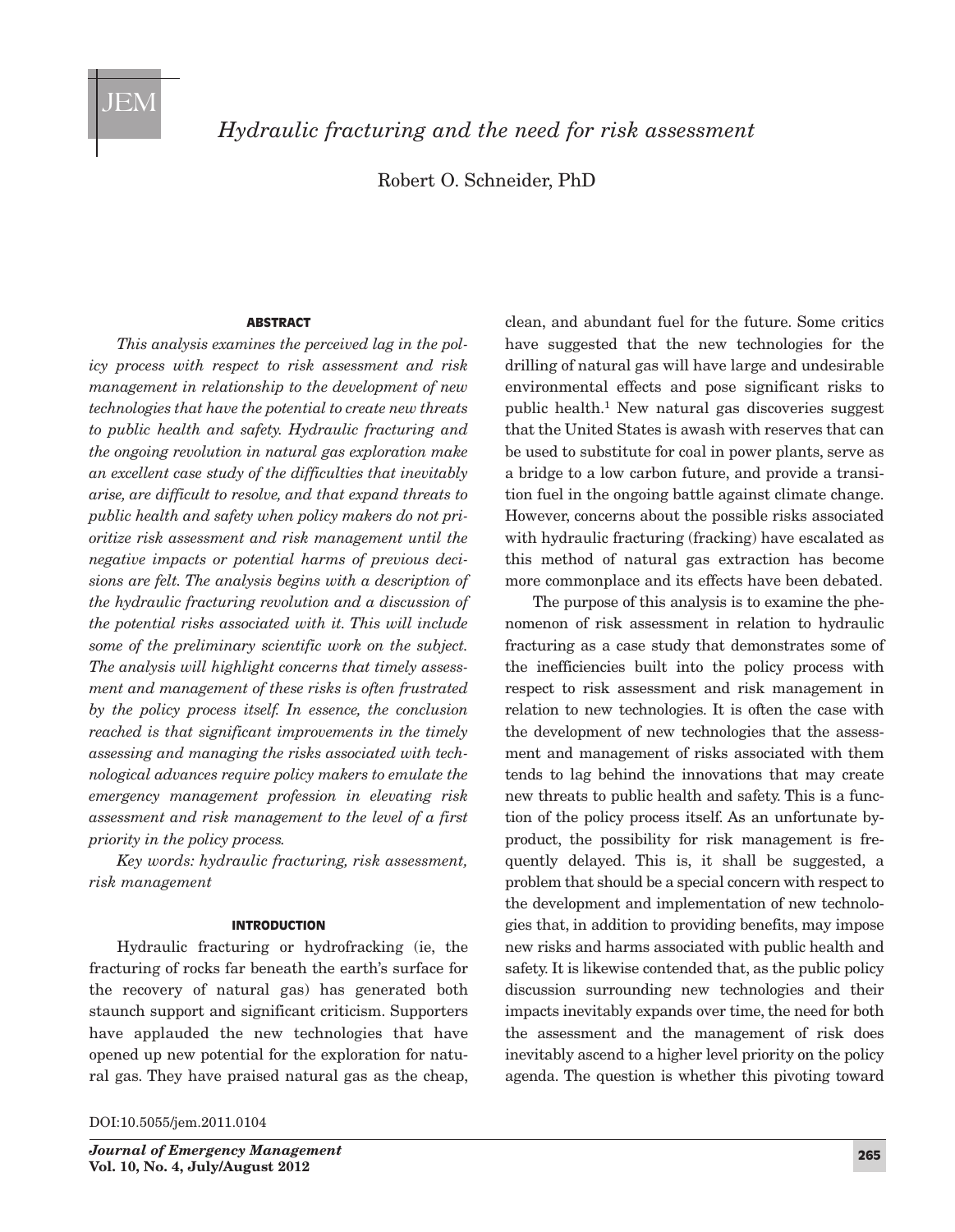# *Hydraulic fracturing and the need for risk assessment*

Robert O. Schneider, PhD

## ABSTRACT

*This analysis examines the perceived lag in the policy process with respect to risk assessment and risk management in relationship to the development of new technologies that have the potential to create new threats to public health and safety. Hydraulic fracturing and the ongoing revolution in natural gas exploration make an excellent case study of the difficulties that inevitably arise, are difficult to resolve, and that expand threats to public health and safety when policy makers do not prioritize risk assessment and risk management until the negative impacts or potential harms of previous decisions are felt. The analysis begins with a description of the hydraulic fracturing revolution and a discussion of the potential risks associated with it. This will include some of the preliminary scientific work on the subject. The analysis will highlight concerns that timely assessment and management of these risks is often frustrated by the policy process itself. In essence, the conclusion reached is that significant improvements in the timely assessing and managing the risks associated with technological advances require policy makers to emulate the emergency management profession in elevating risk assessment and risk management to the level of a first priority in the policy process.*

*Key words: hydraulic fracturing, risk assessment, risk management*

## INTRODUCTION

Hydraulic fracturing or hydrofracking (ie, the fracturing of rocks far beneath the earth's surface for the recovery of natural gas) has generated both staunch support and significant criticism. Supporters have applauded the new technologies that have opened up new potential for the exploration for natural gas. They have praised natural gas as the cheap, clean, and abundant fuel for the future. Some critics have suggested that the new technologies for the drilling of natural gas will have large and undesirable environmental effects and pose significant risks to public health.[1] New natural gas discoveries suggest that the United States is awash with reserves that can be used to substitute for coal in power plants, serve as a bridge to a low carbon future, and provide a transition fuel in the ongoing battle against climate change. However, concerns about the possible risks associated with hydraulic fracturing (fracking) have escalated as this method of natural gas extraction has become more commonplace and its effects have been debated.

The purpose of this analysis is to examine the phenomenon of risk assessment in relation to hydraulic fracturing as a case study that demonstrates some of the inefficiencies built into the policy process with respect to risk assessment and risk management in relation to new technologies. It is often the case with the development of new technologies that the assessment and management of risks associated with them tends to lag behind the innovations that may create new threats to public health and safety. This is a function of the policy process itself. As an unfortunate byproduct, the possibility for risk management is frequently delayed. This is, it shall be suggested, a problem that should be a special concern with respect to the development and implementation of new technologies that, in addition to providing benefits, may impose new risks and harms associated with public health and safety. It is likewise contended that, as the public policy discussion surrounding new technologies and their impacts inevitably expands over time, the need for both the assessment and the management of risk does inevitably ascend to a higher level priority on the policy agenda. The question is whether this pivoting toward

DOI:10.5055/jem.2011.0104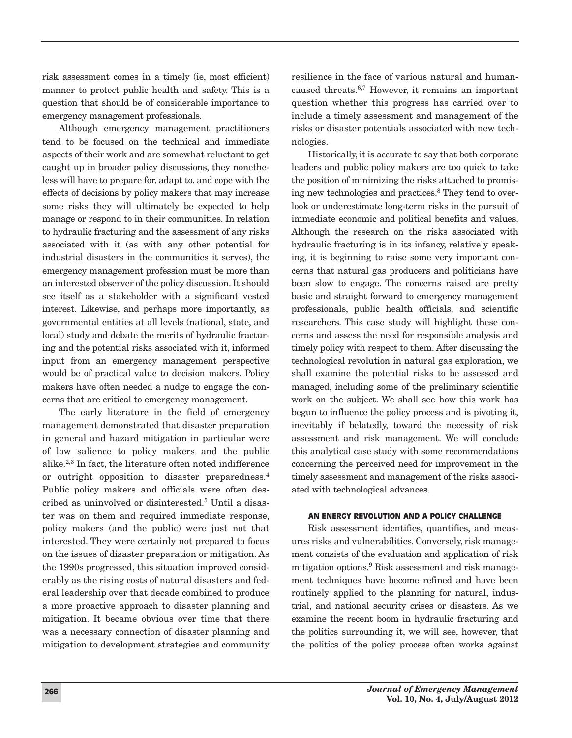risk assessment comes in a timely (ie, most efficient) manner to protect public health and safety. This is a question that should be of considerable importance to emergency management professionals.

Although emergency management practitioners tend to be focused on the technical and immediate aspects of their work and are somewhat reluctant to get caught up in broader policy discussions, they nonetheless will have to prepare for, adapt to, and cope with the effects of decisions by policy makers that may increase some risks they will ultimately be expected to help manage or respond to in their communities. In relation to hydraulic fracturing and the assessment of any risks associated with it (as with any other potential for industrial disasters in the communities it serves), the emergency management profession must be more than an interested observer of the policy discussion. It should see itself as a stakeholder with a significant vested interest. Likewise, and perhaps more importantly, as governmental entities at all levels (national, state, and local) study and debate the merits of hydraulic fracturing and the potential risks associated with it, informed input from an emergency management perspective would be of practical value to decision makers. Policy makers have often needed a nudge to engage the concerns that are critical to emergency management.

The early literature in the field of emergency management demonstrated that disaster preparation in general and hazard mitigation in particular were of low salience to policy makers and the public alike.[2,3] In fact, the literature often noted indifference or outright opposition to disaster preparedness.[4] Public policy makers and officials were often described as uninvolved or disinterested.[5] Until a disaster was on them and required immediate response, policy makers (and the public) were just not that interested. They were certainly not prepared to focus on the issues of disaster preparation or mitigation. As the 1990s progressed, this situation improved considerably as the rising costs of natural disasters and federal leadership over that decade combined to produce a more proactive approach to disaster planning and mitigation. It became obvious over time that there was a necessary connection of disaster planning and mitigation to development strategies and community resilience in the face of various natural and human-caused threats.[6,7] However, it remains an important question whether this progress has carried over to include a timely assessment and management of the risks or disaster potentials associated with new technologies.

Historically, it is accurate to say that both corporate leaders and public policy makers are too quick to take the position of minimizing the risks attached to promising new technologies and practices.[8] They tend to overlook or underestimate long-term risks in the pursuit of immediate economic and political benefits and values. Although the research on the risks associated with hydraulic fracturing is in its infancy, relatively speaking, it is beginning to raise some very important concerns that natural gas producers and politicians have been slow to engage. The concerns raised are pretty basic and straight forward to emergency management professionals, public health officials, and scientific researchers. This case study will highlight these concerns and assess the need for responsible analysis and timely policy with respect to them. After discussing the technological revolution in natural gas exploration, we shall examine the potential risks to be assessed and managed, including some of the preliminary scientific work on the subject. We shall see how this work has begun to influence the policy process and is pivoting it, inevitably if belatedly, toward the necessity of risk assessment and risk management. We will conclude this analytical case study with some recommendations concerning the perceived need for improvement in the timely assessment and management of the risks associated with technological advances.

## AN ENERGY REVOLUTION AND A POLICY CHALLENGE

Risk assessment identifies, quantifies, and measures risks and vulnerabilities. Conversely, risk management consists of the evaluation and application of risk mitigation options.[9] Risk assessment and risk management techniques have become refined and have been routinely applied to the planning for natural, industrial, and national security crises or disasters. As we examine the recent boom in hydraulic fracturing and the politics surrounding it, we will see, however, that the politics of the policy process often works against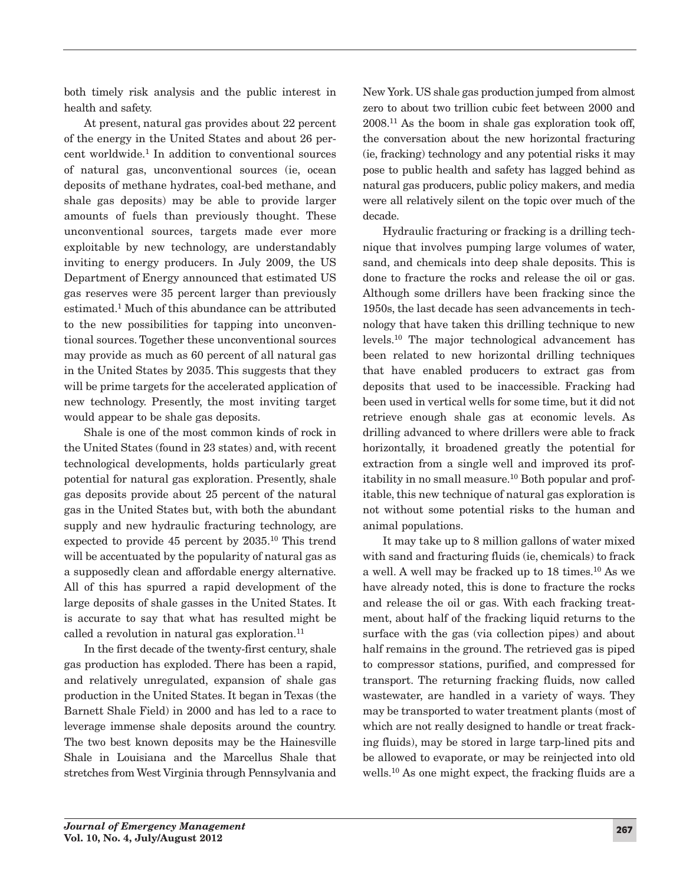both timely risk analysis and the public interest in health and safety.

At present, natural gas provides about 22 percent of the energy in the United States and about 26 percent worldwide.[1] In addition to conventional sources of natural gas, unconventional sources (ie, ocean deposits of methane hydrates, coal-bed methane, and shale gas deposits) may be able to provide larger amounts of fuels than previously thought. These unconventional sources, targets made ever more exploitable by new technology, are understandably inviting to energy producers. In July 2009, the US Department of Energy announced that estimated US gas reserves were 35 percent larger than previously estimated.[1] Much of this abundance can be attributed to the new possibilities for tapping into unconventional sources. Together these unconventional sources may provide as much as 60 percent of all natural gas in the United States by 2035. This suggests that they will be prime targets for the accelerated application of new technology. Presently, the most inviting target would appear to be shale gas deposits.

Shale is one of the most common kinds of rock in the United States (found in 23 states) and, with recent technological developments, holds particularly great potential for natural gas exploration. Presently, shale gas deposits provide about 25 percent of the natural gas in the United States but, with both the abundant supply and new hydraulic fracturing technology, are expected to provide 45 percent by 2035.[10] This trend will be accentuated by the popularity of natural gas as a supposedly clean and affordable energy alternative. All of this has spurred a rapid development of the large deposits of shale gasses in the United States. It is accurate to say that what has resulted might be called a revolution in natural gas exploration.[11]

In the first decade of the twenty-first century, shale gas production has exploded. There has been a rapid, and relatively unregulated, expansion of shale gas production in the United States. It began in Texas (the Barnett Shale Field) in 2000 and has led to a race to leverage immense shale deposits around the country. The two best known deposits may be the Hainesville Shale in Louisiana and the Marcellus Shale that stretches from West Virginia through Pennsylvania and New York. US shale gas production jumped from almost zero to about two trillion cubic feet between 2000 and 2008.[11] As the boom in shale gas exploration took off, the conversation about the new horizontal fracturing (ie, fracking) technology and any potential risks it may pose to public health and safety has lagged behind as natural gas producers, public policy makers, and media were all relatively silent on the topic over much of the decade.

Hydraulic fracturing or fracking is a drilling technique that involves pumping large volumes of water, sand, and chemicals into deep shale deposits. This is done to fracture the rocks and release the oil or gas. Although some drillers have been fracking since the 1950s, the last decade has seen advancements in technology that have taken this drilling technique to new levels.[10] The major technological advancement has been related to new horizontal drilling techniques that have enabled producers to extract gas from deposits that used to be inaccessible. Fracking had been used in vertical wells for some time, but it did not retrieve enough shale gas at economic levels. As drilling advanced to where drillers were able to frack horizontally, it broadened greatly the potential for extraction from a single well and improved its profitability in no small measure.[10] Both popular and profitable, this new technique of natural gas exploration is not without some potential risks to the human and animal populations.

It may take up to 8 million gallons of water mixed with sand and fracturing fluids (ie, chemicals) to frack a well. A well may be fracked up to 18 times.[10] As we have already noted, this is done to fracture the rocks and release the oil or gas. With each fracking treatment, about half of the fracking liquid returns to the surface with the gas (via collection pipes) and about half remains in the ground. The retrieved gas is piped to compressor stations, purified, and compressed for transport. The returning fracking fluids, now called wastewater, are handled in a variety of ways. They may be transported to water treatment plants (most of which are not really designed to handle or treat fracking fluids), may be stored in large tarp-lined pits and be allowed to evaporate, or may be reinjected into old wells.[10] As one might expect, the fracking fluids are a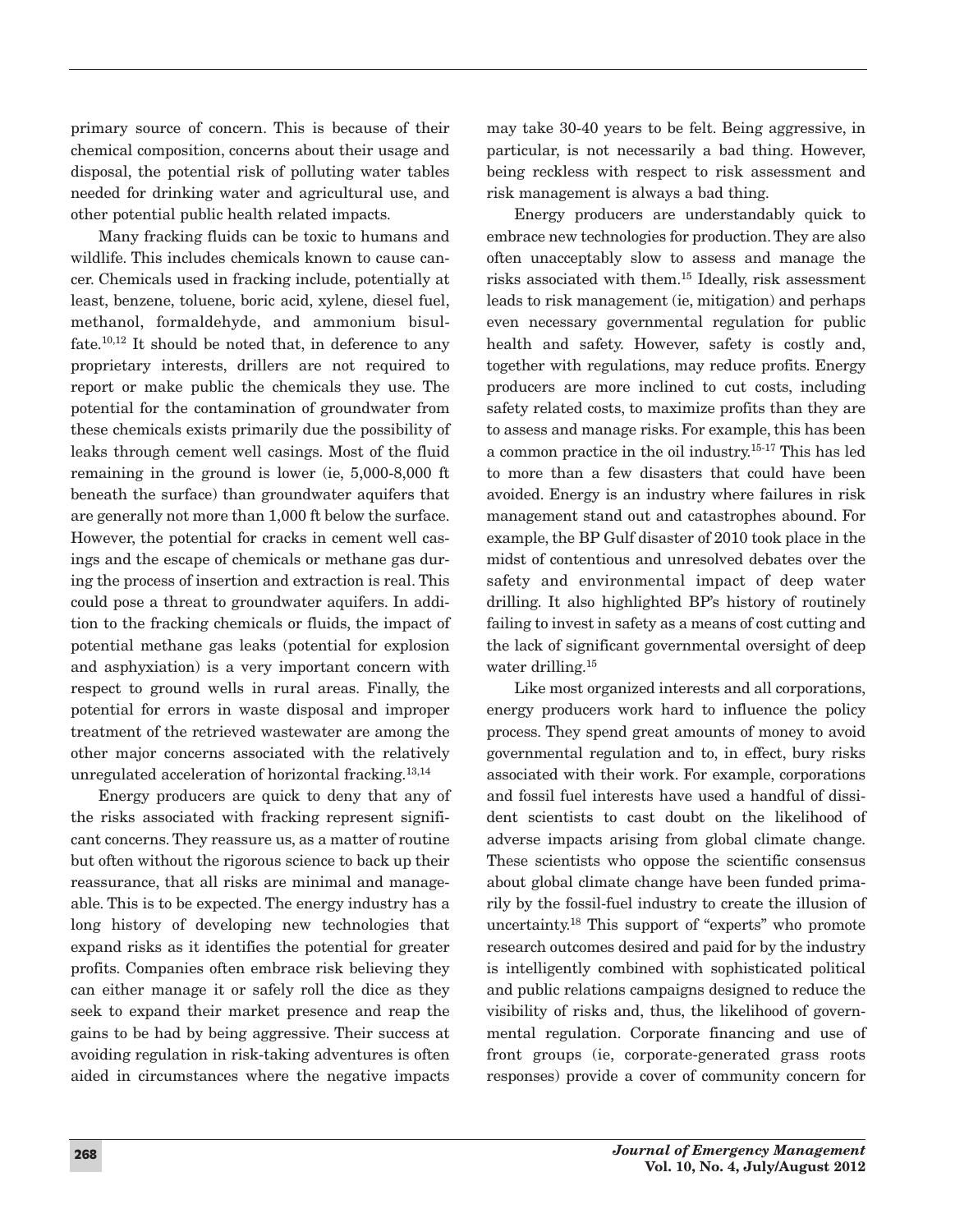primary source of concern. This is because of their chemical composition, concerns about their usage and disposal, the potential risk of polluting water tables needed for drinking water and agricultural use, and other potential public health related impacts.

Many fracking fluids can be toxic to humans and wildlife. This includes chemicals known to cause cancer. Chemicals used in fracking include, potentially at least, benzene, toluene, boric acid, xylene, diesel fuel, methanol, formaldehyde, and ammonium bisulfate.[10,12] It should be noted that, in deference to any proprietary interests, drillers are not required to report or make public the chemicals they use. The potential for the contamination of groundwater from these chemicals exists primarily due the possibility of leaks through cement well casings. Most of the fluid remaining in the ground is lower (ie, 5,000-8,000 ft beneath the surface) than groundwater aquifers that are generally not more than 1,000 ft below the surface. However, the potential for cracks in cement well casings and the escape of chemicals or methane gas during the process of insertion and extraction is real. This could pose a threat to groundwater aquifers. In addition to the fracking chemicals or fluids, the impact of potential methane gas leaks (potential for explosion and asphyxiation) is a very important concern with respect to ground wells in rural areas. Finally, the potential for errors in waste disposal and improper treatment of the retrieved wastewater are among the other major concerns associated with the relatively unregulated acceleration of horizontal fracking.[13,14]

Energy producers are quick to deny that any of the risks associated with fracking represent significant concerns. They reassure us, as a matter of routine but often without the rigorous science to back up their reassurance, that all risks are minimal and manageable. This is to be expected. The energy industry has a long history of developing new technologies that expand risks as it identifies the potential for greater profits. Companies often embrace risk believing they can either manage it or safely roll the dice as they seek to expand their market presence and reap the gains to be had by being aggressive. Their success at avoiding regulation in risk-taking adventures is often aided in circumstances where the negative impacts may take 30-40 years to be felt. Being aggressive, in particular, is not necessarily a bad thing. However, being reckless with respect to risk assessment and risk management is always a bad thing.

Energy producers are understandably quick to embrace new technologies for production. They are also often unacceptably slow to assess and manage the risks associated with them.[15] Ideally, risk assessment leads to risk management (ie, mitigation) and perhaps even necessary governmental regulation for public health and safety. However, safety is costly and, together with regulations, may reduce profits. Energy producers are more inclined to cut costs, including safety related costs, to maximize profits than they are to assess and manage risks. For example, this has been a common practice in the oil industry.[15-17] This has led to more than a few disasters that could have been avoided. Energy is an industry where failures in risk management stand out and catastrophes abound. For example, the BP Gulf disaster of 2010 took place in the midst of contentious and unresolved debates over the safety and environmental impact of deep water drilling. It also highlighted BP's history of routinely failing to invest in safety as a means of cost cutting and the lack of significant governmental oversight of deep water drilling.[15]

Like most organized interests and all corporations, energy producers work hard to influence the policy process. They spend great amounts of money to avoid governmental regulation and to, in effect, bury risks associated with their work. For example, corporations and fossil fuel interests have used a handful of dissident scientists to cast doubt on the likelihood of adverse impacts arising from global climate change. These scientists who oppose the scientific consensus about global climate change have been funded primarily by the fossil-fuel industry to create the illusion of uncertainty.[18] This support of "experts" who promote research outcomes desired and paid for by the industry is intelligently combined with sophisticated political and public relations campaigns designed to reduce the visibility of risks and, thus, the likelihood of governmental regulation. Corporate financing and use of front groups (ie, corporate-generated grass roots responses) provide a cover of community concern for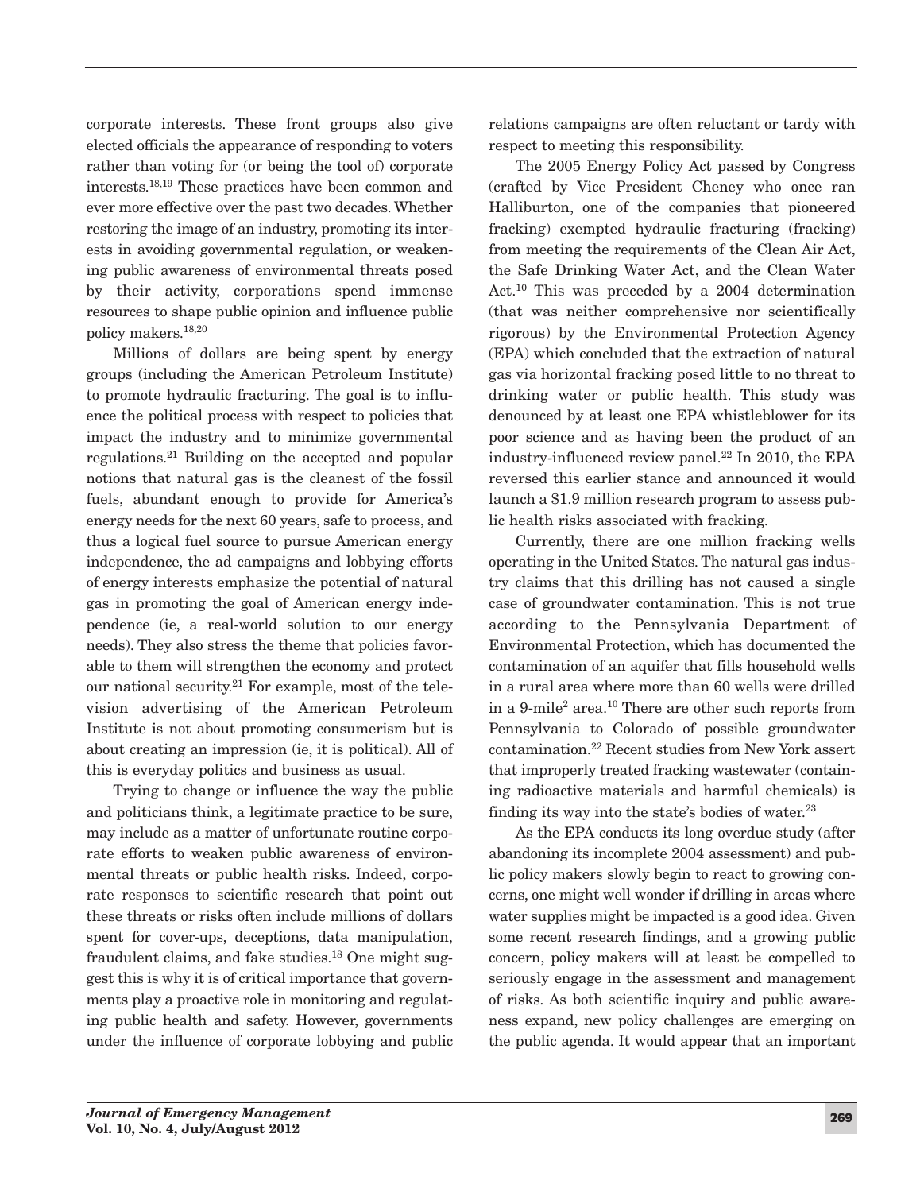corporate interests. These front groups also give elected officials the appearance of responding to voters rather than voting for (or being the tool of) corporate interests.[18,19] These practices have been common and ever more effective over the past two decades. Whether restoring the image of an industry, promoting its interests in avoiding governmental regulation, or weakening public awareness of environmental threats posed by their activity, corporations spend immense resources to shape public opinion and influence public policy makers.[18,20]

Millions of dollars are being spent by energy groups (including the American Petroleum Institute) to promote hydraulic fracturing. The goal is to influence the political process with respect to policies that impact the industry and to minimize governmental regulations.[21] Building on the accepted and popular notions that natural gas is the cleanest of the fossil fuels, abundant enough to provide for America's energy needs for the next 60 years, safe to process, and thus a logical fuel source to pursue American energy independence, the ad campaigns and lobbying efforts of energy interests emphasize the potential of natural gas in promoting the goal of American energy independence (ie, a real-world solution to our energy needs). They also stress the theme that policies favorable to them will strengthen the economy and protect our national security.[21] For example, most of the television advertising of the American Petroleum Institute is not about promoting consumerism but is about creating an impression (ie, it is political). All of this is everyday politics and business as usual.

Trying to change or influence the way the public and politicians think, a legitimate practice to be sure, may include as a matter of unfortunate routine corporate efforts to weaken public awareness of environmental threats or public health risks. Indeed, corporate responses to scientific research that point out these threats or risks often include millions of dollars spent for cover-ups, deceptions, data manipulation, fraudulent claims, and fake studies.[18] One might suggest this is why it is of critical importance that governments play a proactive role in monitoring and regulating public health and safety. However, governments under the influence of corporate lobbying and public relations campaigns are often reluctant or tardy with respect to meeting this responsibility.

The 2005 Energy Policy Act passed by Congress (crafted by Vice President Cheney who once ran Halliburton, one of the companies that pioneered fracking) exempted hydraulic fracturing (fracking) from meeting the requirements of the Clean Air Act, the Safe Drinking Water Act, and the Clean Water Act.[10] This was preceded by a 2004 determination (that was neither comprehensive nor scientifically rigorous) by the Environmental Protection Agency (EPA) which concluded that the extraction of natural gas via horizontal fracking posed little to no threat to drinking water or public health. This study was denounced by at least one EPA whistleblower for its poor science and as having been the product of an industry-influenced review panel.[22] In 2010, the EPA reversed this earlier stance and announced it would launch a \$1.9 million research program to assess public health risks associated with fracking.

Currently, there are one million fracking wells operating in the United States. The natural gas industry claims that this drilling has not caused a single case of groundwater contamination. This is not true according to the Pennsylvania Department of Environmental Protection, which has documented the contamination of an aquifer that fills household wells in a rural area where more than 60 wells were drilled in a 9-mile$^2$ area.[10] There are other such reports from Pennsylvania to Colorado of possible groundwater contamination.[22] Recent studies from New York assert that improperly treated fracking wastewater (containing radioactive materials and harmful chemicals) is finding its way into the state's bodies of water.[23]

As the EPA conducts its long overdue study (after abandoning its incomplete 2004 assessment) and public policy makers slowly begin to react to growing concerns, one might well wonder if drilling in areas where water supplies might be impacted is a good idea. Given some recent research findings, and a growing public concern, policy makers will at least be compelled to seriously engage in the assessment and management of risks. As both scientific inquiry and public awareness expand, new policy challenges are emerging on the public agenda. It would appear that an important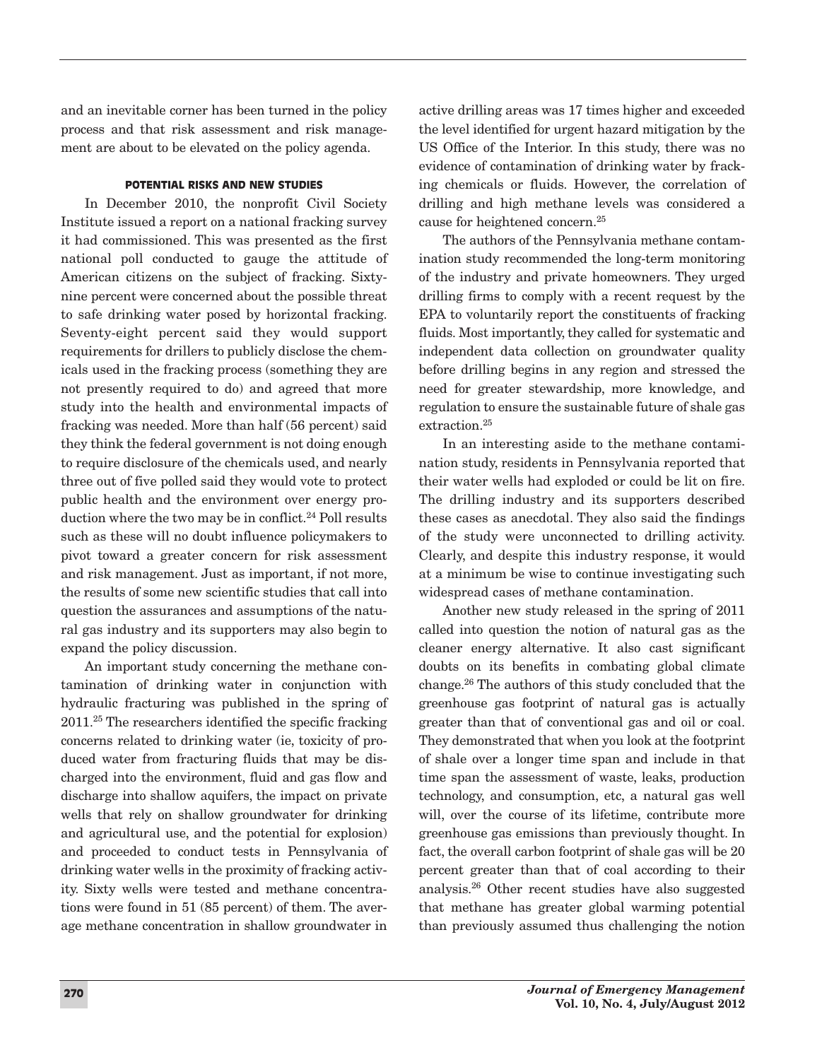and an inevitable corner has been turned in the policy process and that risk assessment and risk management are about to be elevated on the policy agenda.

### POTENTIAL RISKS AND NEW STUDIES

In December 2010, the nonprofit Civil Society Institute issued a report on a national fracking survey it had commissioned. This was presented as the first national poll conducted to gauge the attitude of American citizens on the subject of fracking. Sixty-nine percent were concerned about the possible threat to safe drinking water posed by horizontal fracking. Seventy-eight percent said they would support requirements for drillers to publicly disclose the chemicals used in the fracking process (something they are not presently required to do) and agreed that more study into the health and environmental impacts of fracking was needed. More than half (56 percent) said they think the federal government is not doing enough to require disclosure of the chemicals used, and nearly three out of five polled said they would vote to protect public health and the environment over energy production where the two may be in conflict.[24] Poll results such as these will no doubt influence policymakers to pivot toward a greater concern for risk assessment and risk management. Just as important, if not more, the results of some new scientific studies that call into question the assurances and assumptions of the natural gas industry and its supporters may also begin to expand the policy discussion.

An important study concerning the methane contamination of drinking water in conjunction with hydraulic fracturing was published in the spring of 2011.[25] The researchers identified the specific fracking concerns related to drinking water (ie, toxicity of produced water from fracturing fluids that may be discharged into the environment, fluid and gas flow and discharge into shallow aquifers, the impact on private wells that rely on shallow groundwater for drinking and agricultural use, and the potential for explosion) and proceeded to conduct tests in Pennsylvania of drinking water wells in the proximity of fracking activity. Sixty wells were tested and methane concentrations were found in 51 (85 percent) of them. The average methane concentration in shallow groundwater in active drilling areas was 17 times higher and exceeded the level identified for urgent hazard mitigation by the US Office of the Interior. In this study, there was no evidence of contamination of drinking water by fracking chemicals or fluids. However, the correlation of drilling and high methane levels was considered a cause for heightened concern.[25]

The authors of the Pennsylvania methane contamination study recommended the long-term monitoring of the industry and private homeowners. They urged drilling firms to comply with a recent request by the EPA to voluntarily report the constituents of fracking fluids. Most importantly, they called for systematic and independent data collection on groundwater quality before drilling begins in any region and stressed the need for greater stewardship, more knowledge, and regulation to ensure the sustainable future of shale gas extraction.[25]

In an interesting aside to the methane contamination study, residents in Pennsylvania reported that their water wells had exploded or could be lit on fire. The drilling industry and its supporters described these cases as anecdotal. They also said the findings of the study were unconnected to drilling activity. Clearly, and despite this industry response, it would at a minimum be wise to continue investigating such widespread cases of methane contamination.

Another new study released in the spring of 2011 called into question the notion of natural gas as the cleaner energy alternative. It also cast significant doubts on its benefits in combating global climate change.[26] The authors of this study concluded that the greenhouse gas footprint of natural gas is actually greater than that of conventional gas and oil or coal. They demonstrated that when you look at the footprint of shale over a longer time span and include in that time span the assessment of waste, leaks, production technology, and consumption, etc, a natural gas well will, over the course of its lifetime, contribute more greenhouse gas emissions than previously thought. In fact, the overall carbon footprint of shale gas will be 20 percent greater than that of coal according to their analysis.[26] Other recent studies have also suggested that methane has greater global warming potential than previously assumed thus challenging the notion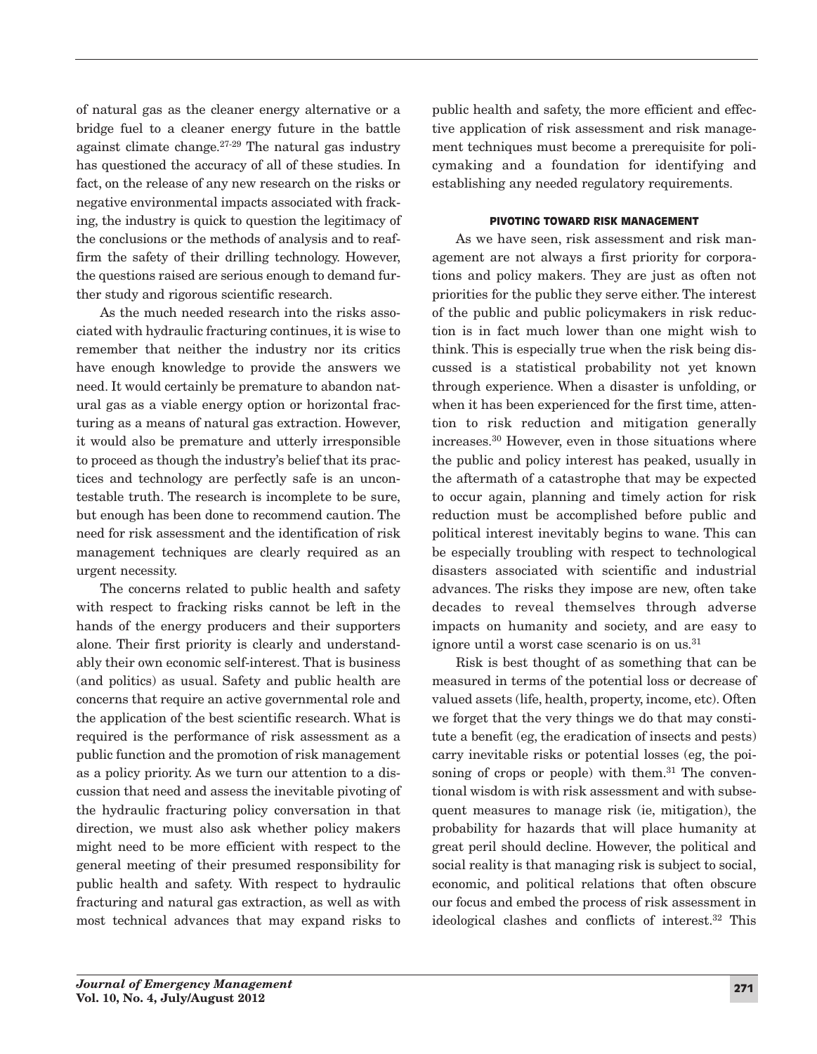of natural gas as the cleaner energy alternative or a bridge fuel to a cleaner energy future in the battle against climate change.[27-29] The natural gas industry has questioned the accuracy of all of these studies. In fact, on the release of any new research on the risks or negative environmental impacts associated with fracking, the industry is quick to question the legitimacy of the conclusions or the methods of analysis and to reaffirm the safety of their drilling technology. However, the questions raised are serious enough to demand further study and rigorous scientific research.

As the much needed research into the risks associated with hydraulic fracturing continues, it is wise to remember that neither the industry nor its critics have enough knowledge to provide the answers we need. It would certainly be premature to abandon natural gas as a viable energy option or horizontal fracturing as a means of natural gas extraction. However, it would also be premature and utterly irresponsible to proceed as though the industry's belief that its practices and technology are perfectly safe is an uncontestable truth. The research is incomplete to be sure, but enough has been done to recommend caution. The need for risk assessment and the identification of risk management techniques are clearly required as an urgent necessity.

The concerns related to public health and safety with respect to fracking risks cannot be left in the hands of the energy producers and their supporters alone. Their first priority is clearly and understandably their own economic self-interest. That is business (and politics) as usual. Safety and public health are concerns that require an active governmental role and the application of the best scientific research. What is required is the performance of risk assessment as a public function and the promotion of risk management as a policy priority. As we turn our attention to a discussion that need and assess the inevitable pivoting of the hydraulic fracturing policy conversation in that direction, we must also ask whether policy makers might need to be more efficient with respect to the general meeting of their presumed responsibility for public health and safety. With respect to hydraulic fracturing and natural gas extraction, as well as with most technical advances that may expand risks to public health and safety, the more efficient and effective application of risk assessment and risk management techniques must become a prerequisite for policymaking and a foundation for identifying and establishing any needed regulatory requirements.

## PIVOTING TOWARD RISK MANAGEMENT

As we have seen, risk assessment and risk management are not always a first priority for corporations and policy makers. They are just as often not priorities for the public they serve either. The interest of the public and public policymakers in risk reduction is in fact much lower than one might wish to think. This is especially true when the risk being discussed is a statistical probability not yet known through experience. When a disaster is unfolding, or when it has been experienced for the first time, attention to risk reduction and mitigation generally increases.[30] However, even in those situations where the public and policy interest has peaked, usually in the aftermath of a catastrophe that may be expected to occur again, planning and timely action for risk reduction must be accomplished before public and political interest inevitably begins to wane. This can be especially troubling with respect to technological disasters associated with scientific and industrial advances. The risks they impose are new, often take decades to reveal themselves through adverse impacts on humanity and society, and are easy to ignore until a worst case scenario is on us.[31]

Risk is best thought of as something that can be measured in terms of the potential loss or decrease of valued assets (life, health, property, income, etc). Often we forget that the very things we do that may constitute a benefit (eg, the eradication of insects and pests) carry inevitable risks or potential losses (eg, the poisoning of crops or people) with them.[31] The conventional wisdom is with risk assessment and with subsequent measures to manage risk (ie, mitigation), the probability for hazards that will place humanity at great peril should decline. However, the political and social reality is that managing risk is subject to social, economic, and political relations that often obscure our focus and embed the process of risk assessment in ideological clashes and conflicts of interest.[32] This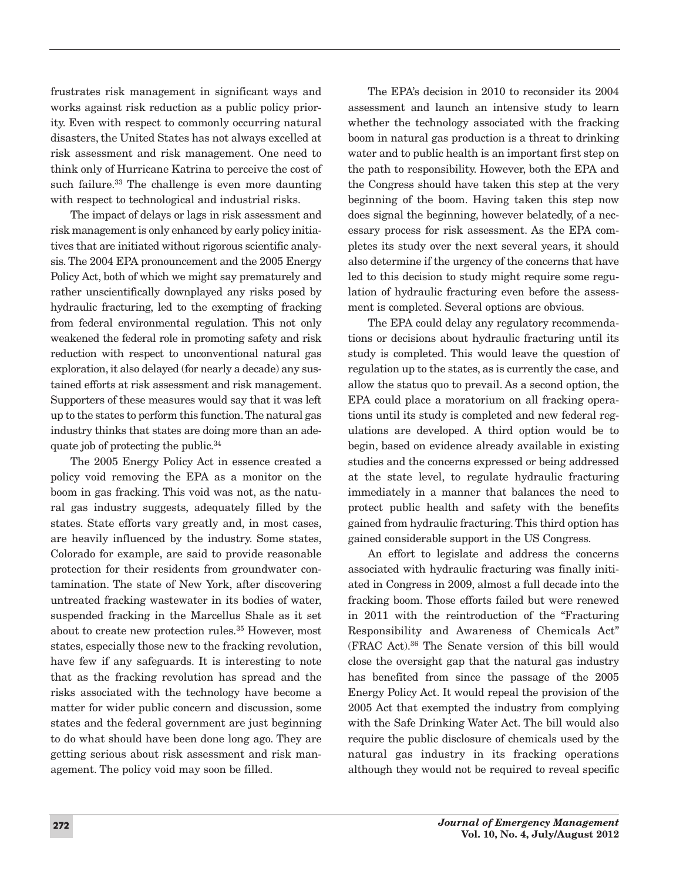frustrates risk management in significant ways and works against risk reduction as a public policy priority. Even with respect to commonly occurring natural disasters, the United States has not always excelled at risk assessment and risk management. One need to think only of Hurricane Katrina to perceive the cost of such failure.[33] The challenge is even more daunting with respect to technological and industrial risks.

The impact of delays or lags in risk assessment and risk management is only enhanced by early policy initiatives that are initiated without rigorous scientific analysis. The 2004 EPA pronouncement and the 2005 Energy Policy Act, both of which we might say prematurely and rather unscientifically downplayed any risks posed by hydraulic fracturing, led to the exempting of fracking from federal environmental regulation. This not only weakened the federal role in promoting safety and risk reduction with respect to unconventional natural gas exploration, it also delayed (for nearly a decade) any sustained efforts at risk assessment and risk management. Supporters of these measures would say that it was left up to the states to perform this function. The natural gas industry thinks that states are doing more than an adequate job of protecting the public.[34]

The 2005 Energy Policy Act in essence created a policy void removing the EPA as a monitor on the boom in gas fracking. This void was not, as the natural gas industry suggests, adequately filled by the states. State efforts vary greatly and, in most cases, are heavily influenced by the industry. Some states, Colorado for example, are said to provide reasonable protection for their residents from groundwater contamination. The state of New York, after discovering untreated fracking wastewater in its bodies of water, suspended fracking in the Marcellus Shale as it set about to create new protection rules.[35] However, most states, especially those new to the fracking revolution, have few if any safeguards. It is interesting to note that as the fracking revolution has spread and the risks associated with the technology have become a matter for wider public concern and discussion, some states and the federal government are just beginning to do what should have been done long ago. They are getting serious about risk assessment and risk management. The policy void may soon be filled.

The EPA's decision in 2010 to reconsider its 2004 assessment and launch an intensive study to learn whether the technology associated with the fracking boom in natural gas production is a threat to drinking water and to public health is an important first step on the path to responsibility. However, both the EPA and the Congress should have taken this step at the very beginning of the boom. Having taken this step now does signal the beginning, however belatedly, of a necessary process for risk assessment. As the EPA completes its study over the next several years, it should also determine if the urgency of the concerns that have led to this decision to study might require some regulation of hydraulic fracturing even before the assessment is completed. Several options are obvious.

The EPA could delay any regulatory recommendations or decisions about hydraulic fracturing until its study is completed. This would leave the question of regulation up to the states, as is currently the case, and allow the status quo to prevail. As a second option, the EPA could place a moratorium on all fracking operations until its study is completed and new federal regulations are developed. A third option would be to begin, based on evidence already available in existing studies and the concerns expressed or being addressed at the state level, to regulate hydraulic fracturing immediately in a manner that balances the need to protect public health and safety with the benefits gained from hydraulic fracturing. This third option has gained considerable support in the US Congress.

An effort to legislate and address the concerns associated with hydraulic fracturing was finally initiated in Congress in 2009, almost a full decade into the fracking boom. Those efforts failed but were renewed in 2011 with the reintroduction of the "Fracturing Responsibility and Awareness of Chemicals Act" (FRAC Act).[36] The Senate version of this bill would close the oversight gap that the natural gas industry has benefited from since the passage of the 2005 Energy Policy Act. It would repeal the provision of the 2005 Act that exempted the industry from complying with the Safe Drinking Water Act. The bill would also require the public disclosure of chemicals used by the natural gas industry in its fracking operations although they would not be required to reveal specific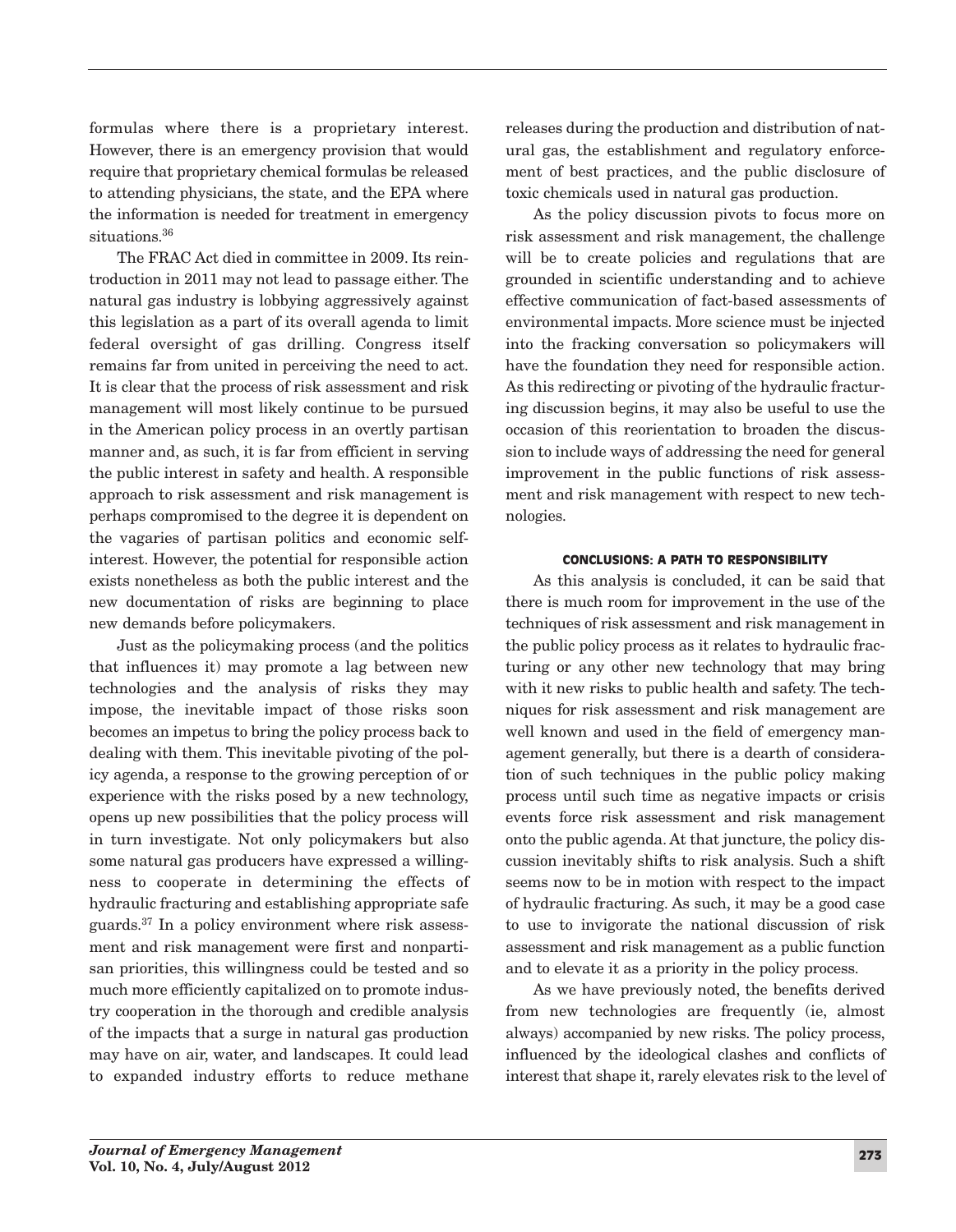formulas where there is a proprietary interest. However, there is an emergency provision that would require that proprietary chemical formulas be released to attending physicians, the state, and the EPA where the information is needed for treatment in emergency situations.[36]

The FRAC Act died in committee in 2009. Its reintroduction in 2011 may not lead to passage either. The natural gas industry is lobbying aggressively against this legislation as a part of its overall agenda to limit federal oversight of gas drilling. Congress itself remains far from united in perceiving the need to act. It is clear that the process of risk assessment and risk management will most likely continue to be pursued in the American policy process in an overtly partisan manner and, as such, it is far from efficient in serving the public interest in safety and health. A responsible approach to risk assessment and risk management is perhaps compromised to the degree it is dependent on the vagaries of partisan politics and economic self-interest. However, the potential for responsible action exists nonetheless as both the public interest and the new documentation of risks are beginning to place new demands before policymakers.

Just as the policymaking process (and the politics that influences it) may promote a lag between new technologies and the analysis of risks they may impose, the inevitable impact of those risks soon becomes an impetus to bring the policy process back to dealing with them. This inevitable pivoting of the policy agenda, a response to the growing perception of or experience with the risks posed by a new technology, opens up new possibilities that the policy process will in turn investigate. Not only policymakers but also some natural gas producers have expressed a willingness to cooperate in determining the effects of hydraulic fracturing and establishing appropriate safe guards.[37] In a policy environment where risk assessment and risk management were first and nonpartisan priorities, this willingness could be tested and so much more efficiently capitalized on to promote industry cooperation in the thorough and credible analysis of the impacts that a surge in natural gas production may have on air, water, and landscapes. It could lead to expanded industry efforts to reduce methane releases during the production and distribution of natural gas, the establishment and regulatory enforcement of best practices, and the public disclosure of toxic chemicals used in natural gas production.

As the policy discussion pivots to focus more on risk assessment and risk management, the challenge will be to create policies and regulations that are grounded in scientific understanding and to achieve effective communication of fact-based assessments of environmental impacts. More science must be injected into the fracking conversation so policymakers will have the foundation they need for responsible action. As this redirecting or pivoting of the hydraulic fracturing discussion begins, it may also be useful to use the occasion of this reorientation to broaden the discussion to include ways of addressing the need for general improvement in the public functions of risk assessment and risk management with respect to new technologies.

## CONCLUSIONS: A PATH TO RESPONSIBILITY

As this analysis is concluded, it can be said that there is much room for improvement in the use of the techniques of risk assessment and risk management in the public policy process as it relates to hydraulic fracturing or any other new technology that may bring with it new risks to public health and safety. The techniques for risk assessment and risk management are well known and used in the field of emergency management generally, but there is a dearth of consideration of such techniques in the public policy making process until such time as negative impacts or crisis events force risk assessment and risk management onto the public agenda. At that juncture, the policy discussion inevitably shifts to risk analysis. Such a shift seems now to be in motion with respect to the impact of hydraulic fracturing. As such, it may be a good case to use to invigorate the national discussion of risk assessment and risk management as a public function and to elevate it as a priority in the policy process.

As we have previously noted, the benefits derived from new technologies are frequently (ie, almost always) accompanied by new risks. The policy process, influenced by the ideological clashes and conflicts of interest that shape it, rarely elevates risk to the level of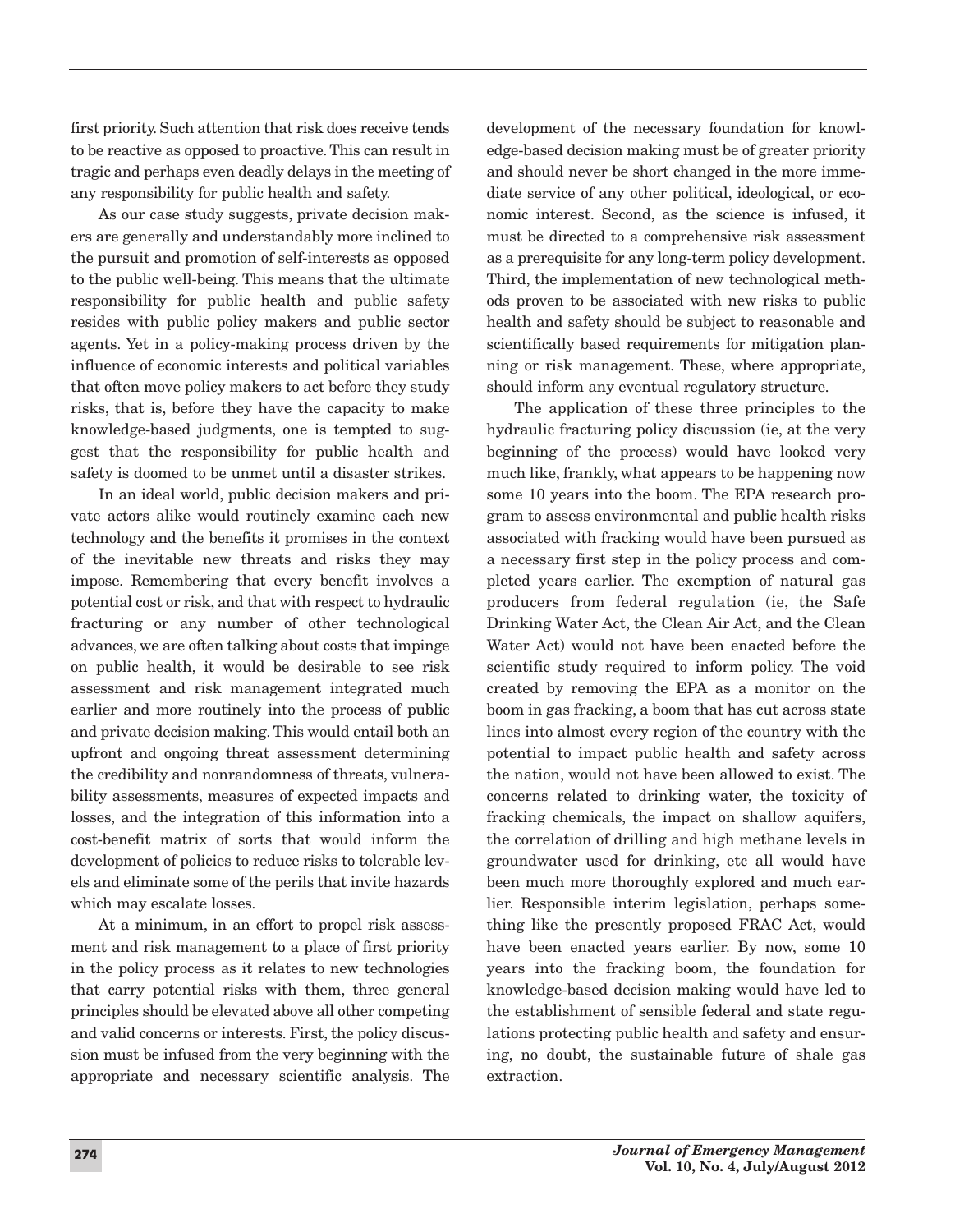first priority. Such attention that risk does receive tends to be reactive as opposed to proactive. This can result in tragic and perhaps even deadly delays in the meeting of any responsibility for public health and safety.

As our case study suggests, private decision makers are generally and understandably more inclined to the pursuit and promotion of self-interests as opposed to the public well-being. This means that the ultimate responsibility for public health and public safety resides with public policy makers and public sector agents. Yet in a policy-making process driven by the influence of economic interests and political variables that often move policy makers to act before they study risks, that is, before they have the capacity to make knowledge-based judgments, one is tempted to suggest that the responsibility for public health and safety is doomed to be unmet until a disaster strikes.

In an ideal world, public decision makers and private actors alike would routinely examine each new technology and the benefits it promises in the context of the inevitable new threats and risks they may impose. Remembering that every benefit involves a potential cost or risk, and that with respect to hydraulic fracturing or any number of other technological advances, we are often talking about costs that impinge on public health, it would be desirable to see risk assessment and risk management integrated much earlier and more routinely into the process of public and private decision making. This would entail both an upfront and ongoing threat assessment determining the credibility and nonrandomness of threats, vulnerability assessments, measures of expected impacts and losses, and the integration of this information into a cost-benefit matrix of sorts that would inform the development of policies to reduce risks to tolerable levels and eliminate some of the perils that invite hazards which may escalate losses.

At a minimum, in an effort to propel risk assessment and risk management to a place of first priority in the policy process as it relates to new technologies that carry potential risks with them, three general principles should be elevated above all other competing and valid concerns or interests. First, the policy discussion must be infused from the very beginning with the appropriate and necessary scientific analysis. The development of the necessary foundation for knowledge-based decision making must be of greater priority and should never be short changed in the more immediate service of any other political, ideological, or economic interest. Second, as the science is infused, it must be directed to a comprehensive risk assessment as a prerequisite for any long-term policy development. Third, the implementation of new technological methods proven to be associated with new risks to public health and safety should be subject to reasonable and scientifically based requirements for mitigation planning or risk management. These, where appropriate, should inform any eventual regulatory structure.

The application of these three principles to the hydraulic fracturing policy discussion (ie, at the very beginning of the process) would have looked very much like, frankly, what appears to be happening now some 10 years into the boom. The EPA research program to assess environmental and public health risks associated with fracking would have been pursued as a necessary first step in the policy process and completed years earlier. The exemption of natural gas producers from federal regulation (ie, the Safe Drinking Water Act, the Clean Air Act, and the Clean Water Act) would not have been enacted before the scientific study required to inform policy. The void created by removing the EPA as a monitor on the boom in gas fracking, a boom that has cut across state lines into almost every region of the country with the potential to impact public health and safety across the nation, would not have been allowed to exist. The concerns related to drinking water, the toxicity of fracking chemicals, the impact on shallow aquifers, the correlation of drilling and high methane levels in groundwater used for drinking, etc all would have been much more thoroughly explored and much earlier. Responsible interim legislation, perhaps something like the presently proposed FRAC Act, would have been enacted years earlier. By now, some 10 years into the fracking boom, the foundation for knowledge-based decision making would have led to the establishment of sensible federal and state regulations protecting public health and safety and ensuring, no doubt, the sustainable future of shale gas extraction.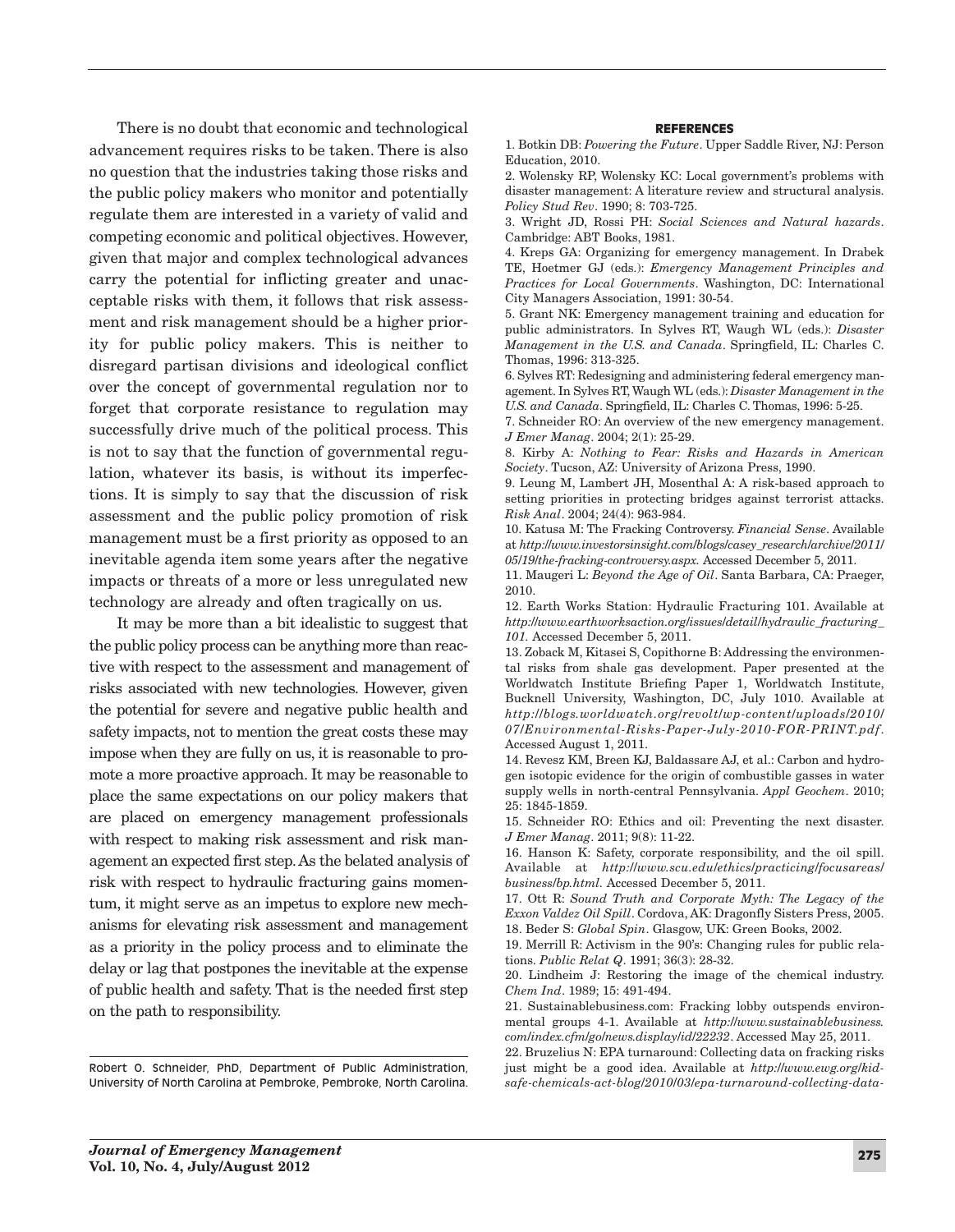There is no doubt that economic and technological advancement requires risks to be taken. There is also no question that the industries taking those risks and the public policy makers who monitor and potentially regulate them are interested in a variety of valid and competing economic and political objectives. However, given that major and complex technological advances carry the potential for inflicting greater and unacceptable risks with them, it follows that risk assessment and risk management should be a higher priority for public policy makers. This is neither to disregard partisan divisions and ideological conflict over the concept of governmental regulation nor to forget that corporate resistance to regulation may successfully drive much of the political process. This is not to say that the function of governmental regulation, whatever its basis, is without its imperfections. It is simply to say that the discussion of risk assessment and the public policy promotion of risk management must be a first priority as opposed to an inevitable agenda item some years after the negative impacts or threats of a more or less unregulated new technology are already and often tragically on us.

It may be more than a bit idealistic to suggest that the public policy process can be anything more than reactive with respect to the assessment and management of risks associated with new technologies. However, given the potential for severe and negative public health and safety impacts, not to mention the great costs these may impose when they are fully on us, it is reasonable to promote a more proactive approach. It may be reasonable to place the same expectations on our policy makers that are placed on emergency management professionals with respect to making risk assessment and risk management an expected first step. As the belated analysis of risk with respect to hydraulic fracturing gains momentum, it might serve as an impetus to explore new mechanisms for elevating risk assessment and management as a priority in the policy process and to eliminate the delay or lag that postpones the inevitable at the expense of public health and safety. That is the needed first step on the path to responsibility.

Robert O. Schneider, PhD, Department of Public Administration, University of North Carolina at Pembroke, Pembroke, North Carolina.

## REFERENCES

1. Botkin DB: *Powering the Future*. Upper Saddle River, NJ: Person Education, 2010.
2. Wolensky RP, Wolensky KC: Local government's problems with disaster management: A literature review and structural analysis. *Policy Stud Rev*. 1990; 8: 703-725.
3. Wright JD, Rossi PH: *Social Sciences and Natural hazards*. Cambridge: ABT Books, 1981.
4. Kreps GA: Organizing for emergency management. In Drabek TE, Hoetmer GJ (eds.): *Emergency Management Principles and Practices for Local Governments*. Washington, DC: International City Managers Association, 1991: 30-54.
5. Grant NK: Emergency management training and education for public administrators. In Sylves RT, Waugh WL (eds.): *Disaster Management in the U.S. and Canada*. Springfield, IL: Charles C. Thomas, 1996: 313-325.
6. Sylves RT: Redesigning and administering federal emergency management. In Sylves RT, Waugh WL (eds.): *Disaster Management in the U.S. and Canada*. Springfield, IL: Charles C. Thomas, 1996: 5-25.
7. Schneider RO: An overview of the new emergency management. *J Emer Manag*. 2004; 2(1): 25-29.
8. Kirby A: *Nothing to Fear: Risks and Hazards in American Society*. Tucson, AZ: University of Arizona Press, 1990.
9. Leung M, Lambert JH, Mosenthal A: A risk-based approach to setting priorities in protecting bridges against terrorist attacks. *Risk Anal*. 2004; 24(4): 963-984.
10. Katusa M: The Fracking Controversy. *Financial Sense*. Available at *http://www.investorsinsight.com/blogs/casey_research/archive/2011/05/19/the-fracking-controversy.aspx.* Accessed December 5, 2011.
11. Maugeri L: *Beyond the Age of Oil*. Santa Barbara, CA: Praeger, 2010.
12. Earth Works Station: Hydraulic Fracturing 101. Available at *http://www.earthworksaction.org/issues/detail/hydraulic_fracturing_101.* Accessed December 5, 2011.
13. Zoback M, Kitasei S, Copithorne B: Addressing the environmental risks from shale gas development. Paper presented at the Worldwatch Institute Briefing Paper 1, Worldwatch Institute, Bucknell University, Washington, DC, July 1010. Available at *http://blogs.worldwatch.org/revolt/wp-content/uploads/2010/07/Environmental-Risks-Paper-July-2010-FOR-PRINT.pdf*. Accessed August 1, 2011.
14. Revesz KM, Breen KJ, Baldassare AJ, et al.: Carbon and hydrogen isotopic evidence for the origin of combustible gasses in water supply wells in north-central Pennsylvania. *Appl Geochem*. 2010; 25: 1845-1859.
15. Schneider RO: Ethics and oil: Preventing the next disaster. *J Emer Manag*. 2011; 9(8): 11-22.
16. Hanson K: Safety, corporate responsibility, and the oil spill. Available at *http://www.scu.edu/ethics/practicing/focusareas/business/bp.html.* Accessed December 5, 2011.
17. Ott R: *Sound Truth and Corporate Myth: The Legacy of the Exxon Valdez Oil Spill*. Cordova, AK: Dragonfly Sisters Press, 2005.
18. Beder S: *Global Spin*. Glasgow, UK: Green Books, 2002.
19. Merrill R: Activism in the 90's: Changing rules for public relations. *Public Relat Q*. 1991; 36(3): 28-32.
20. Lindheim J: Restoring the image of the chemical industry. *Chem Ind*. 1989; 15: 491-494.
21. Sustainablebusiness.com: Fracking lobby outspends environmental groups 4-1. Available at *http://www.sustainablebusiness.com/index.cfm/go/news.display/id/22232*. Accessed May 25, 2011.
22. Bruzelius N: EPA turnaround: Collecting data on fracking risks just might be a good idea. Available at *http://www.ewg.org/kid-safe-chemicals-act-blog/2010/03/epa-turnaround-collecting-data-*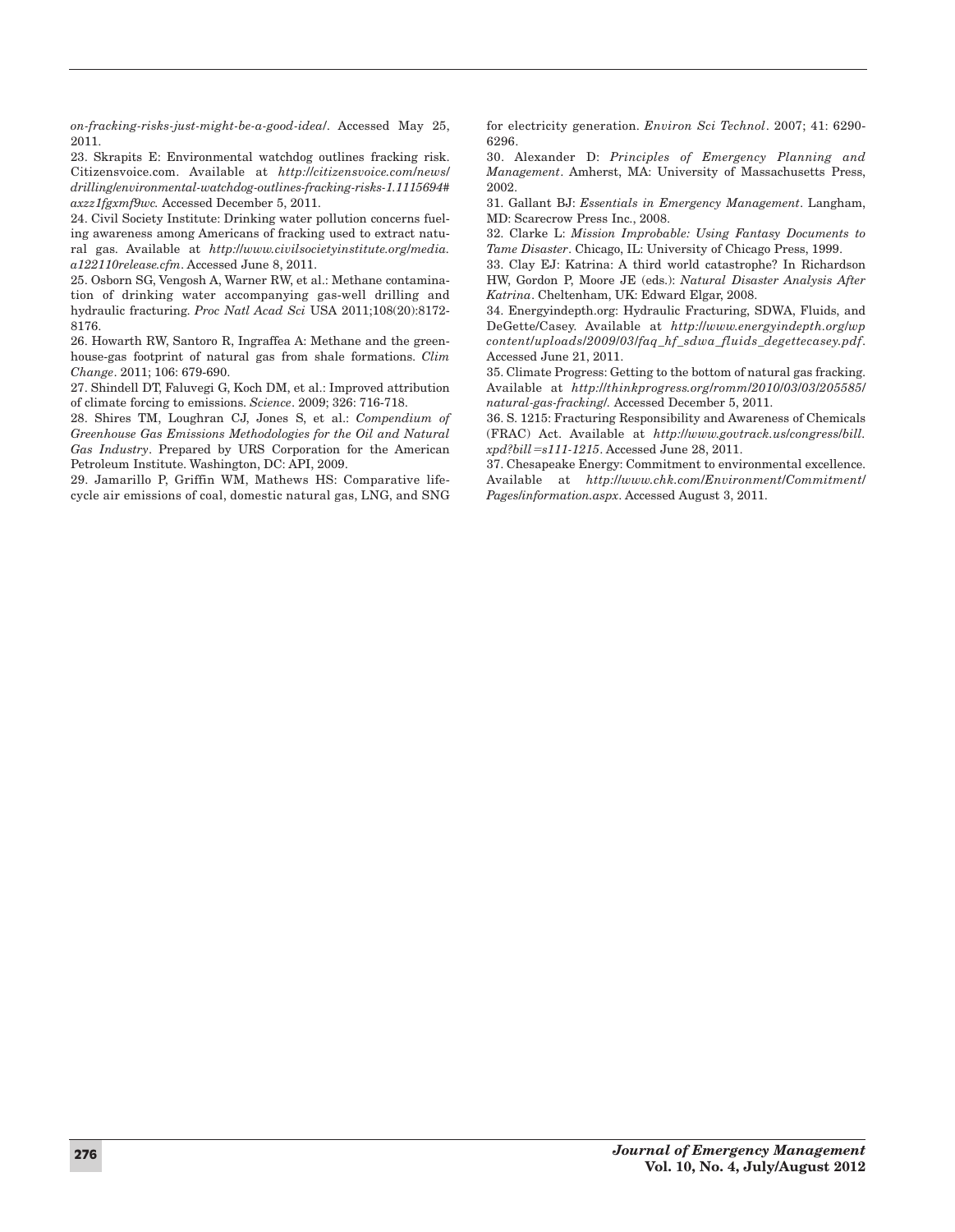*on-fracking-risks-just-might-be-a-good-idea/*. Accessed May 25, 2011.

23. Skrapits E: Environmental watchdog outlines fracking risk. Citizensvoice.com. Available at *http://citizensvoice.com/news/drilling/environmental-watchdog-outlines-fracking-risks-1.1115694#axzz1fgxmf9wc.* Accessed December 5, 2011.

24. Civil Society Institute: Drinking water pollution concerns fueling awareness among Americans of fracking used to extract natural gas. Available at *http://www.civilsocietyinstitute.org/media.a122110release.cfm*. Accessed June 8, 2011.

25. Osborn SG, Vengosh A, Warner RW, et al.: Methane contamination of drinking water accompanying gas-well drilling and hydraulic fracturing. *Proc Natl Acad Sci* USA 2011;108(20):8172-8176.

26. Howarth RW, Santoro R, Ingraffea A: Methane and the greenhouse-gas footprint of natural gas from shale formations. *Clim Change*. 2011; 106: 679-690.

27. Shindell DT, Faluvegi G, Koch DM, et al.: Improved attribution of climate forcing to emissions. *Science*. 2009; 326: 716-718.

28. Shires TM, Loughran CJ, Jones S, et al.: *Compendium of Greenhouse Gas Emissions Methodologies for the Oil and Natural Gas Industry*. Prepared by URS Corporation for the American Petroleum Institute. Washington, DC: API, 2009.

29. Jamarillo P, Griffin WM, Mathews HS: Comparative lifecycle air emissions of coal, domestic natural gas, LNG, and SNG for electricity generation. *Environ Sci Technol*. 2007; 41: 6290-6296.

30. Alexander D: *Principles of Emergency Planning and Management*. Amherst, MA: University of Massachusetts Press, 2002.

31. Gallant BJ: *Essentials in Emergency Management*. Langham, MD: Scarecrow Press Inc., 2008.

32. Clarke L: *Mission Improbable: Using Fantasy Documents to Tame Disaster*. Chicago, IL: University of Chicago Press, 1999.

33. Clay EJ: Katrina: A third world catastrophe? In Richardson HW, Gordon P, Moore JE (eds.): *Natural Disaster Analysis After Katrina*. Cheltenham, UK: Edward Elgar, 2008.

34. Energyindepth.org: Hydraulic Fracturing, SDWA, Fluids, and DeGette/Casey. Available at *http://www.energyindepth.org/wp content/uploads/2009/03/faq_hf_sdwa_fluids_degettecasey.pdf*. Accessed June 21, 2011.

35. Climate Progress: Getting to the bottom of natural gas fracking. Available at *http://thinkprogress.org/romm/2010/03/03/205585/natural-gas-fracking/.* Accessed December 5, 2011.

36. S. 1215: Fracturing Responsibility and Awareness of Chemicals (FRAC) Act. Available at *http://www.govtrack.us/congress/bill.xpd?bill=s111-1215*. Accessed June 28, 2011.

37. Chesapeake Energy: Commitment to environmental excellence. Available at *http://www.chk.com/Environment/Commitment/Pages/information.aspx*. Accessed August 3, 2011.